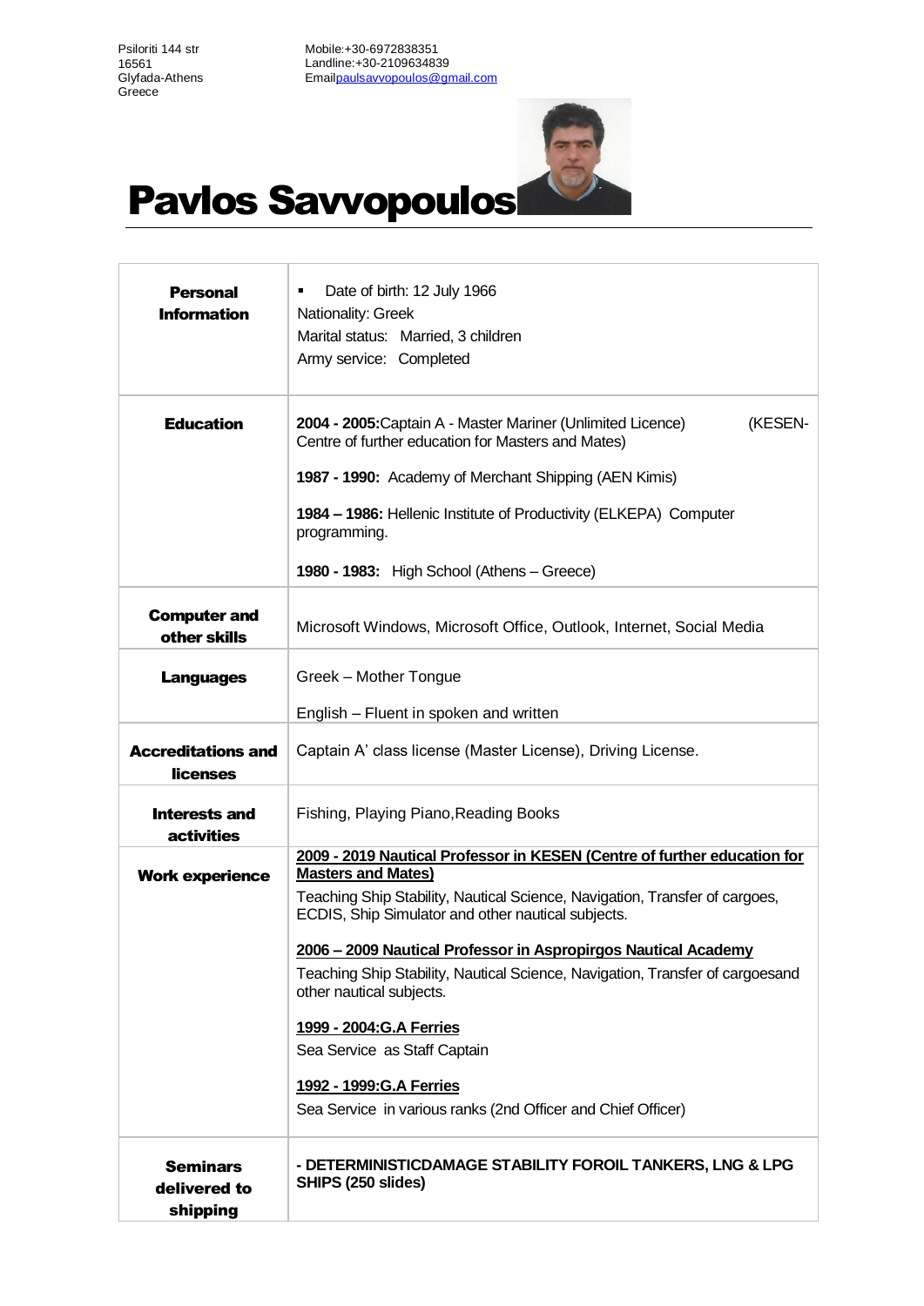Psiloriti 144 str
16561
Glyfada-Athens
Greece

Mobile:+30-6972838351
Landline:+30-2109634839
Email[paulsavvopoulos@gmail.com](mailto:paulsavvopoulos@gmail.com)

# Pavlos Savvopoulos

| | |
|---|---|
| **Personal Information** | ▪ Date of birth: 12 July 1966<br>Nationality: Greek<br>Marital status: Married, 3 children<br>Army service: Completed |
| **Education** | **2004 - 2005:**Captain A - Master Mariner (Unlimited Licence) (KESEN- Centre of further education for Masters and Mates)<br><br>**1987 - 1990:** Academy of Merchant Shipping (AEN Kimis)<br><br>**1984 – 1986:** Hellenic Institute of Productivity (ELKEPA) Computer programming.<br><br>**1980 - 1983:** High School (Athens – Greece) |
| **Computer and other skills** | Microsoft Windows, Microsoft Office, Outlook, Internet, Social Media |
| **Languages** | Greek – Mother Tongue<br><br>English – Fluent in spoken and written |
| **Accreditations and licenses** | Captain A' class license (Master License), Driving License. |
| **Interests and activities** | Fishing, Playing Piano,Reading Books |
| **Work experience** | **2009 - 2019 Nautical Professor in KESEN (Centre of further education for Masters and Mates)**<br>Teaching Ship Stability, Nautical Science, Navigation, Transfer of cargoes, ECDIS, Ship Simulator and other nautical subjects.<br><br>**2006 – 2009 Nautical Professor in Aspropirgos Nautical Academy**<br>Teaching Ship Stability, Nautical Science, Navigation, Transfer of cargoesand other nautical subjects.<br><br>**1999 - 2004:G.A Ferries**<br>Sea Service as Staff Captain<br><br>**1992 - 1999:G.A Ferries**<br>Sea Service in various ranks (2nd Officer and Chief Officer) |
| **Seminars delivered to shipping** | **- DETERMINISTICDAMAGE STABILITY FOROIL TANKERS, LNG & LPG SHIPS (250 slides)** |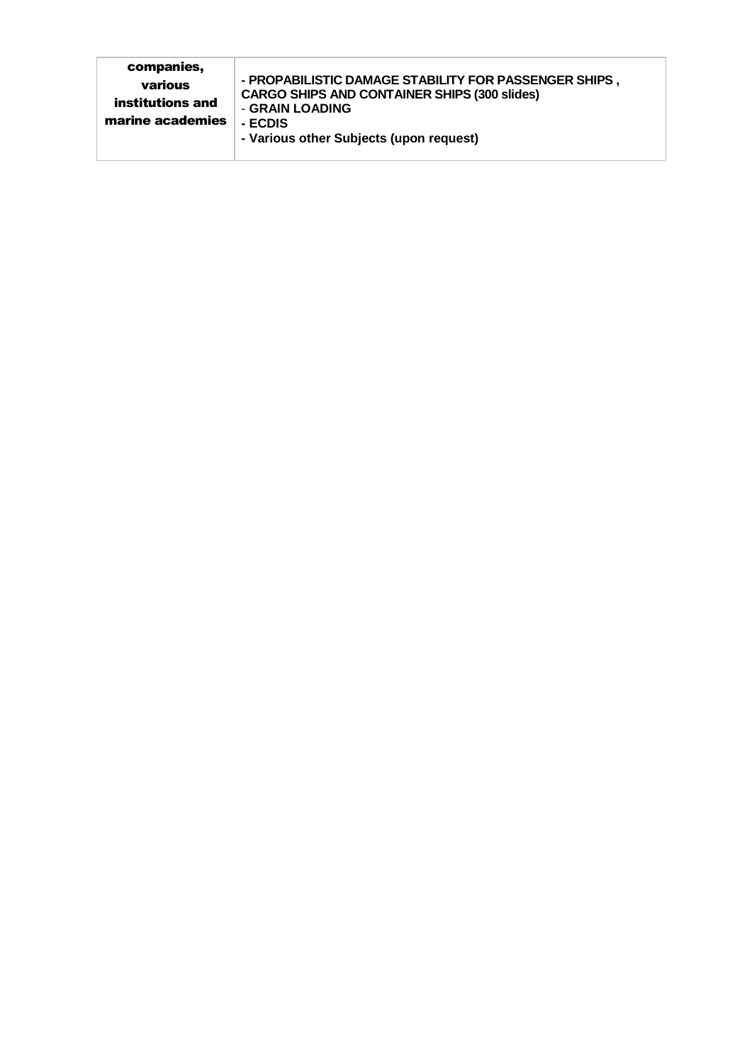| | |
|---|---|
| **companies, various institutions and marine academies** | **- PROPABILISTIC DAMAGE STABILITY FOR PASSENGER SHIPS , CARGO SHIPS AND CONTAINER SHIPS (300 slides)**<br>- **GRAIN LOADING**<br>**- ECDIS**<br>**- Various other Subjects (upon request)** |